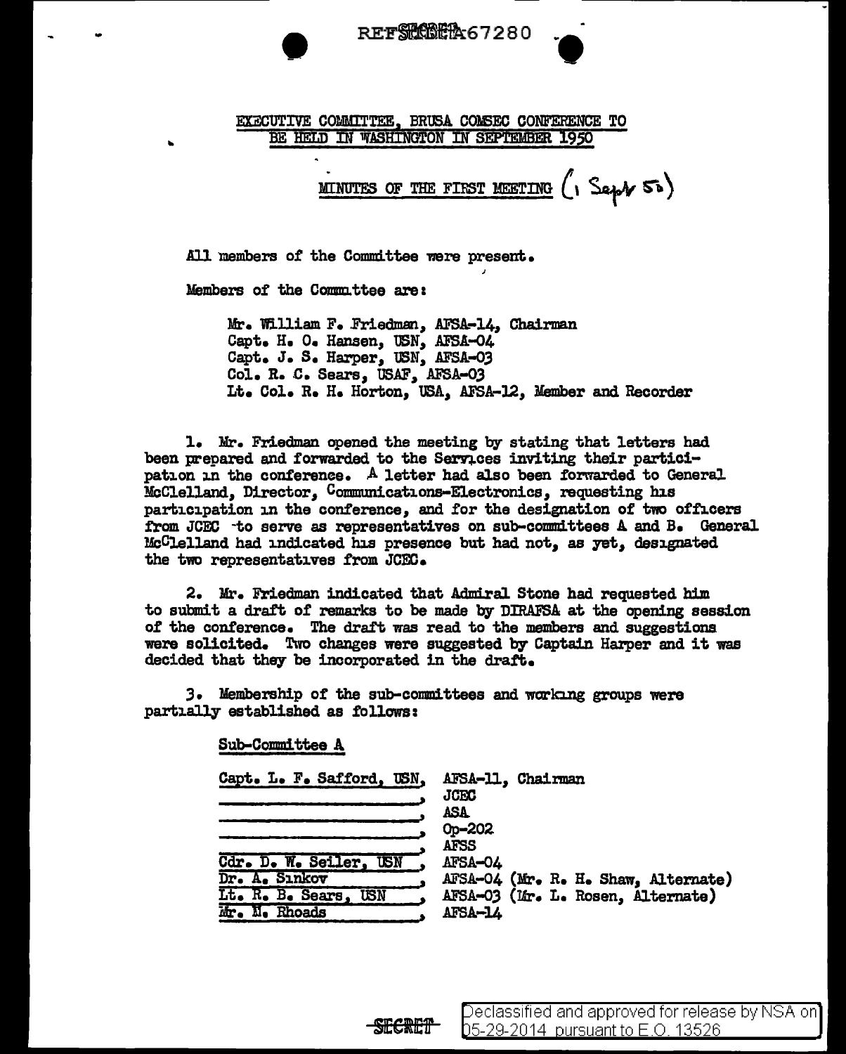EXECUTIVE COMMITTEE, BRUSA COMSEC CONFERENCE TO BE HELD IN WASHINGTON IN SEPTEMBER 1950

MINUTES OF THE FIRST MEETING (1 Sept 50)

All members of the Committee were present.

Members of the Committee are:

Mr. William F. Friedman, AFSA-14, Chairman
Capt. H. O. Hansen, USN, AFSA-04
Capt. J. S. Harper, USN, AFSA-03
Col. R. C. Sears, USAF, AFSA-03
Lt. Col. R. H. Horton, USA, AFSA-12, Member and Recorder

1. Mr. Friedman opened the meeting by stating that letters had been prepared and forwarded to the Services inviting their participation in the conference. A letter had also been forwarded to General McClelland, Director, Communications-Electronics, requesting his participation in the conference, and for the designation of two officers from JCEC to serve as representatives on sub-committees A and B. General McClelland had indicated his presence but had not, as yet, designated the two representatives from JCEC.

2. Mr. Friedman indicated that Admiral Stone had requested him to submit a draft of remarks to be made by DIRAFSA at the opening session of the conference. The draft was read to the members and suggestions were solicited. Two changes were suggested by Captain Harper and it was decided that they be incorporated in the draft.

3. Membership of the sub-committees and working groups were partially established as follows:

Sub-Committee A

| | |
|---|---|
| Capt. L. F. Safford, USN, | AFSA-11, Chairman |
| ______________, | JCEC |
| ______________, | ASA |
| ______________, | Op-202 |
| ______________, | AFSS |
| Cdr. D. W. Seiler, USN, | AFSA-04 |
| Dr. A. Sinkov, | AFSA-04 (Mr. R. H. Shaw, Alternate) |
| Lt. R. B. Sears, USN, | AFSA-03 (Mr. L. Rosen, Alternate) |
| Mr. N. Rhoads, | AFSA-14 |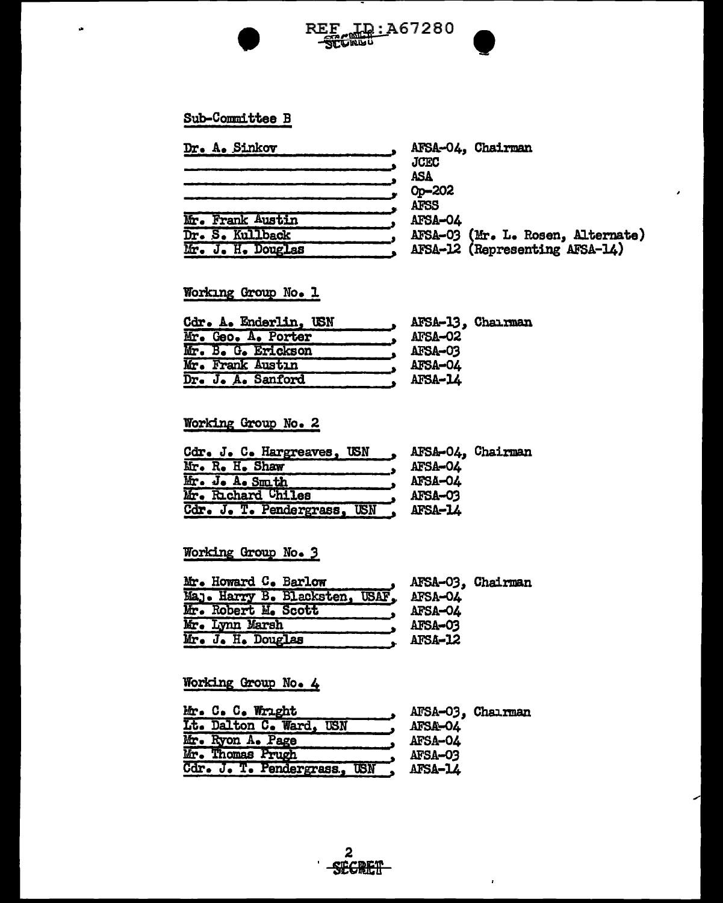REF ID:A67280

SECRET

Sub-Committee B

| | |
|---|---|
| Dr. A. Sinkov | AFSA-04, Chairman |
| | JCEC |
| | ASA |
| | Op-202 |
| | AFSS |
| Mr. Frank Austin | AFSA-04 |
| Dr. S. Kullback | AFSA-03 (Mr. L. Rosen, Alternate) |
| Mr. J. H. Douglas | AFSA-12 (Representing AFSA-14) |

Working Group No. 1

| | |
|---|---|
| Cdr. A. Enderlin, USN | AFSA-13, Chairman |
| Mr. Geo. A. Porter | AFSA-02 |
| Mr. B. G. Erickson | AFSA-03 |
| Mr. Frank Austin | AFSA-04 |
| Dr. J. A. Sanford | AFSA-14 |

Working Group No. 2

| | |
|---|---|
| Cdr. J. C. Hargreaves, USN | AFSA-04, Chairman |
| Mr. R. H. Shaw | AFSA-04 |
| Mr. J. A. Smith | AFSA-04 |
| Mr. Richard Chiles | AFSA-03 |
| Cdr. J. T. Pendergrass, USN | AFSA-14 |

Working Group No. 3

| | |
|---|---|
| Mr. Howard C. Barlow | AFSA-03, Chairman |
| Maj. Harry B. Blacksten, USAF | AFSA-04 |
| Mr. Robert M. Scott | AFSA-04 |
| Mr. Lynn Marsh | AFSA-03 |
| Mr. J. H. Douglas | AFSA-12 |

Working Group No. 4

| | |
|---|---|
| Mr. C. C. Wright | AFSA-03, Chairman |
| Lt. Dalton C. Ward, USN | AFSA-04 |
| Mr. Ryon A. Page | AFSA-04 |
| Mr. Thomas Prugh | AFSA-03 |
| Cdr. J. T. Pendergrass, USN | AFSA-14 |

SECRET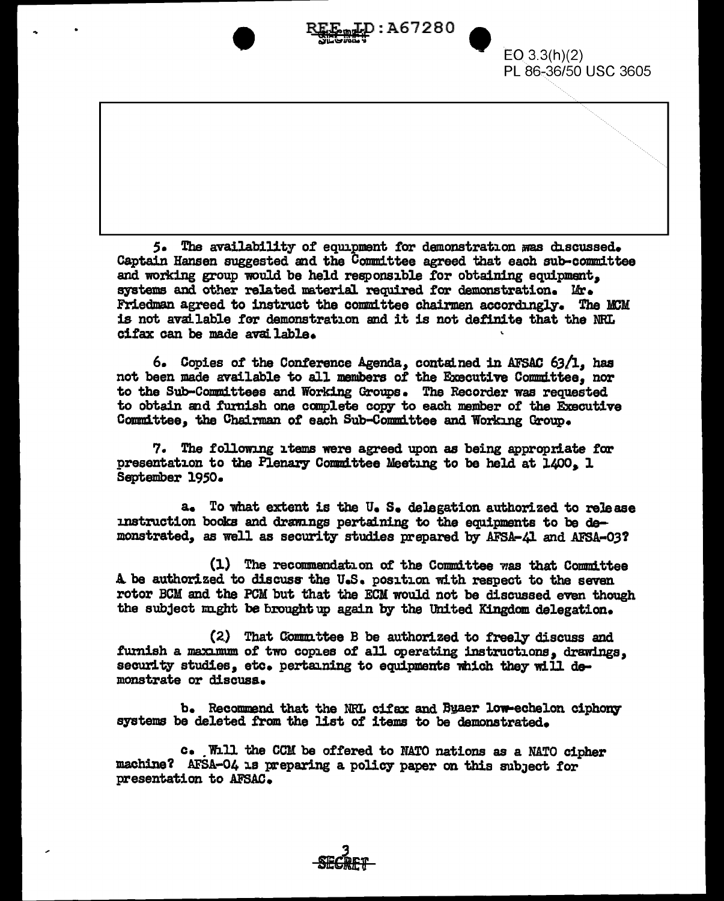EO 3.3(h)(2)
PL 86-36/50 USC 3605

5. The availability of equipment for demonstration was discussed. Captain Hansen suggested and the Committee agreed that each sub-committee and working group would be held responsible for obtaining equipment, systems and other related material required for demonstration. Mr. Friedman agreed to instruct the committee chairmen accordingly. The MCM is not available for demonstration and it is not definite that the NRL cifax can be made available.

6. Copies of the Conference Agenda, contained in AFSAC 63/1, has not been made available to all members of the Executive Committee, nor to the Sub-Committees and Working Groups. The Recorder was requested to obtain and furnish one complete copy to each member of the Executive Committee, the Chairman of each Sub-Committee and Working Group.

7. The following items were agreed upon as being appropriate for presentation to the Plenary Committee Meeting to be held at 1400, 1 September 1950.

a. To what extent is the U. S. delegation authorized to release instruction books and drawings pertaining to the equipments to be demonstrated, as well as security studies prepared by AFSA-41 and AFSA-03?

(1) The recommendation of the Committee was that Committee A be authorized to discuss the U.S. position with respect to the seven rotor BCM and the PCM but that the ECM would not be discussed even though the subject might be brought up again by the United Kingdom delegation.

(2) That Committee B be authorized to freely discuss and furnish a maximum of two copies of all operating instructions, drawings, security studies, etc. pertaining to equipments which they will demonstrate or discuss.

b. Recommend that the NRL cifax and Buaer low-echelon ciphony systems be deleted from the list of items to be demonstrated.

c. Will the CCM be offered to NATO nations as a NATO cipher machine? AFSA-04 is preparing a policy paper on this subject for presentation to AFSAC.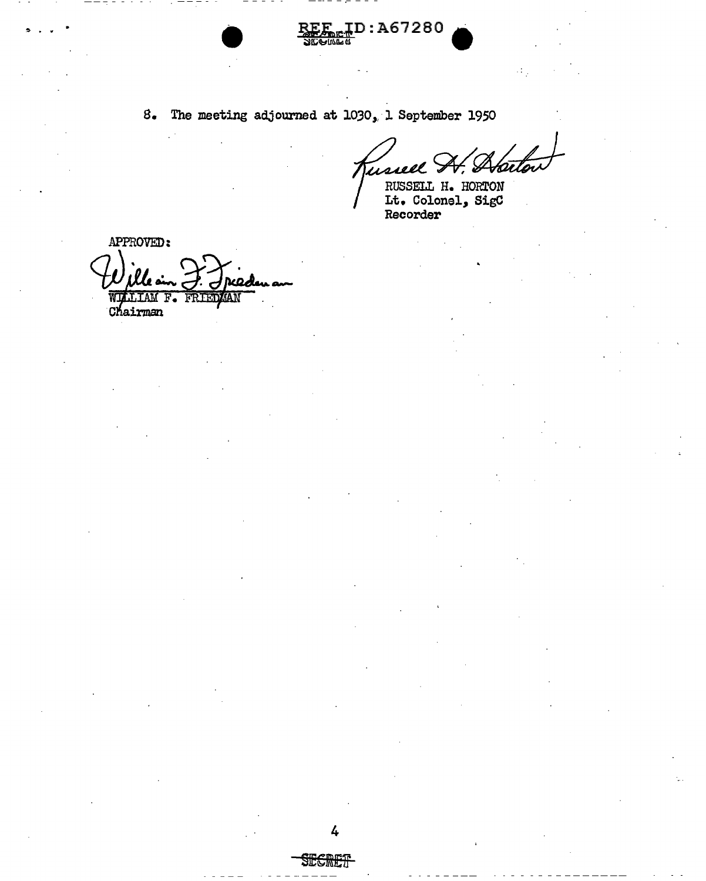8. The meeting adjourned at 1030, 1 September 1950

RUSSELL H. HORTON
Lt. Colonel, SigC
Recorder

APPROVED:

WILLIAM F. FRIEDMAN
Chairman